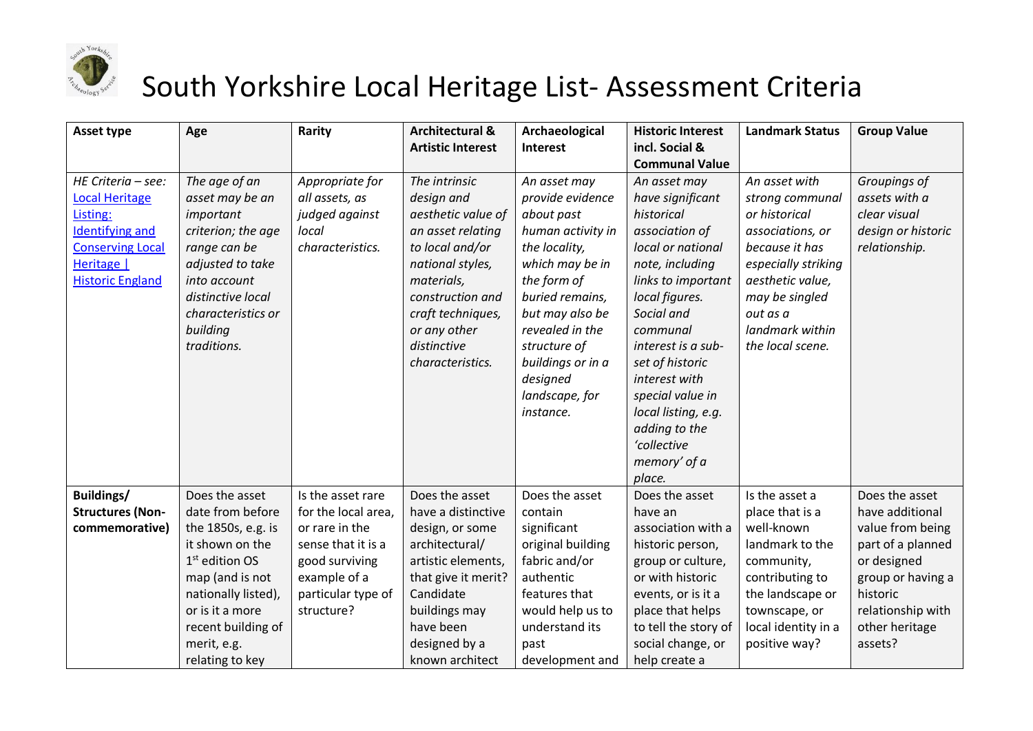# South Yorkshire Local Heritage List- Assessment Criteria

| Asset type | Age | Rarity | Architectural & Artistic Interest | Archaeological Interest | Historic Interest incl. Social & Communal Value | Landmark Status | Group Value |
|---|---|---|---|---|---|---|---|
| *HE Criteria – see:* [Local Heritage Listing: Identifying and Conserving Local Heritage \| Historic England]() | *The age of an asset may be an important criterion; the age range can be adjusted to take into account distinctive local characteristics or building traditions.* | *Appropriate for all assets, as judged against local characteristics.* | *The intrinsic design and aesthetic value of an asset relating to local and/or national styles, materials, construction and craft techniques, or any other distinctive characteristics.* | *An asset may provide evidence about past human activity in the locality, which may be in the form of buried remains, but may also be revealed in the structure of buildings or in a designed landscape, for instance.* | *An asset may have significant historical association of local or national note, including links to important local figures. Social and communal interest is a sub-set of historic interest with special value in local listing, e.g. adding to the 'collective memory' of a place.* | *An asset with strong communal or historical associations, or because it has especially striking aesthetic value, may be singled out as a landmark within the local scene.* | *Groupings of assets with a clear visual design or historic relationship.* |
| **Buildings/ Structures (Non-commemorative)** | Does the asset date from before the 1850s, e.g. is it shown on the 1st edition OS map (and is not nationally listed), or is it a more recent building of merit, e.g. relating to key | Is the asset rare for the local area, or rare in the sense that it is a good surviving example of a particular type of structure? | Does the asset have a distinctive design, or some architectural/ artistic elements, that give it merit? Candidate buildings may have been designed by a known architect | Does the asset contain significant original building fabric and/or authentic features that would help us to understand its past development and | Does the asset have an association with a historic person, group or culture, or with historic events, or is it a place that helps to tell the story of social change, or help create a | Is the asset a place that is a well-known landmark to the community, contributing to the landscape or townscape, or local identity in a positive way? | Does the asset have additional value from being part of a planned or designed group or having a historic relationship with other heritage assets? |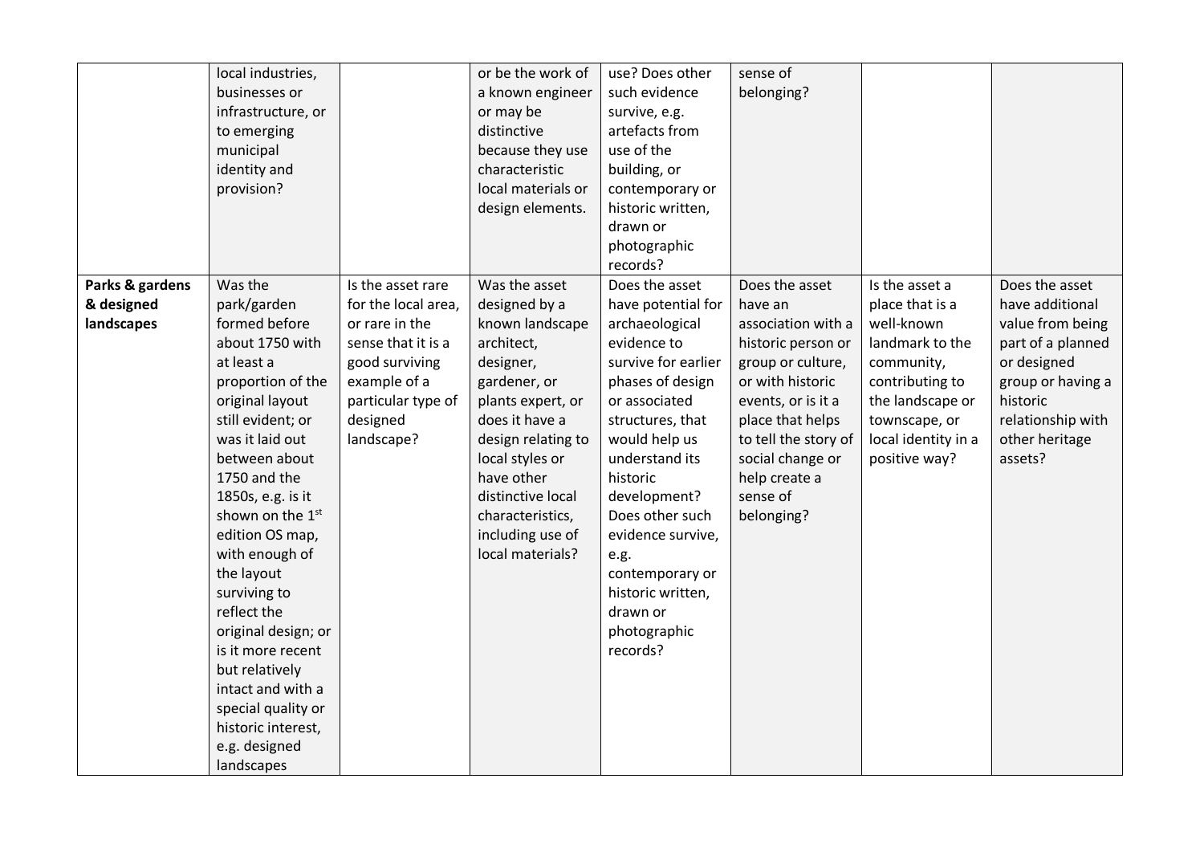| | | | | | | | |
|---|---|---|---|---|---|---|---|
| | local industries, businesses or infrastructure, or to emerging municipal identity and provision? | | or be the work of a known engineer or may be distinctive because they use characteristic local materials or design elements. | use? Does other such evidence survive, e.g. artefacts from use of the building, or contemporary or historic written, drawn or photographic records? | sense of belonging? | | |
| **Parks & gardens & designed landscapes** | Was the park/garden formed before about 1750 with at least a proportion of the original layout still evident; or was it laid out between about 1750 and the 1850s, e.g. is it shown on the 1st edition OS map, with enough of the layout surviving to reflect the original design; or is it more recent but relatively intact and with a special quality or historic interest, e.g. designed landscapes | Is the asset rare for the local area, or rare in the sense that it is a good surviving example of a particular type of designed landscape? | Was the asset designed by a known landscape architect, designer, gardener, or plants expert, or does it have a design relating to local styles or have other distinctive local characteristics, including use of local materials? | Does the asset have potential for archaeological evidence to survive for earlier phases of design or associated structures, that would help us understand its historic development? Does other such evidence survive, e.g. contemporary or historic written, drawn or photographic records? | Does the asset have an association with a historic person or group or culture, or with historic events, or is it a place that helps to tell the story of social change or help create a sense of belonging? | Is the asset a place that is a well-known landmark to the community, contributing to the landscape or townscape, or local identity in a positive way? | Does the asset have additional value from being part of a planned or designed group or having a historic relationship with other heritage assets? |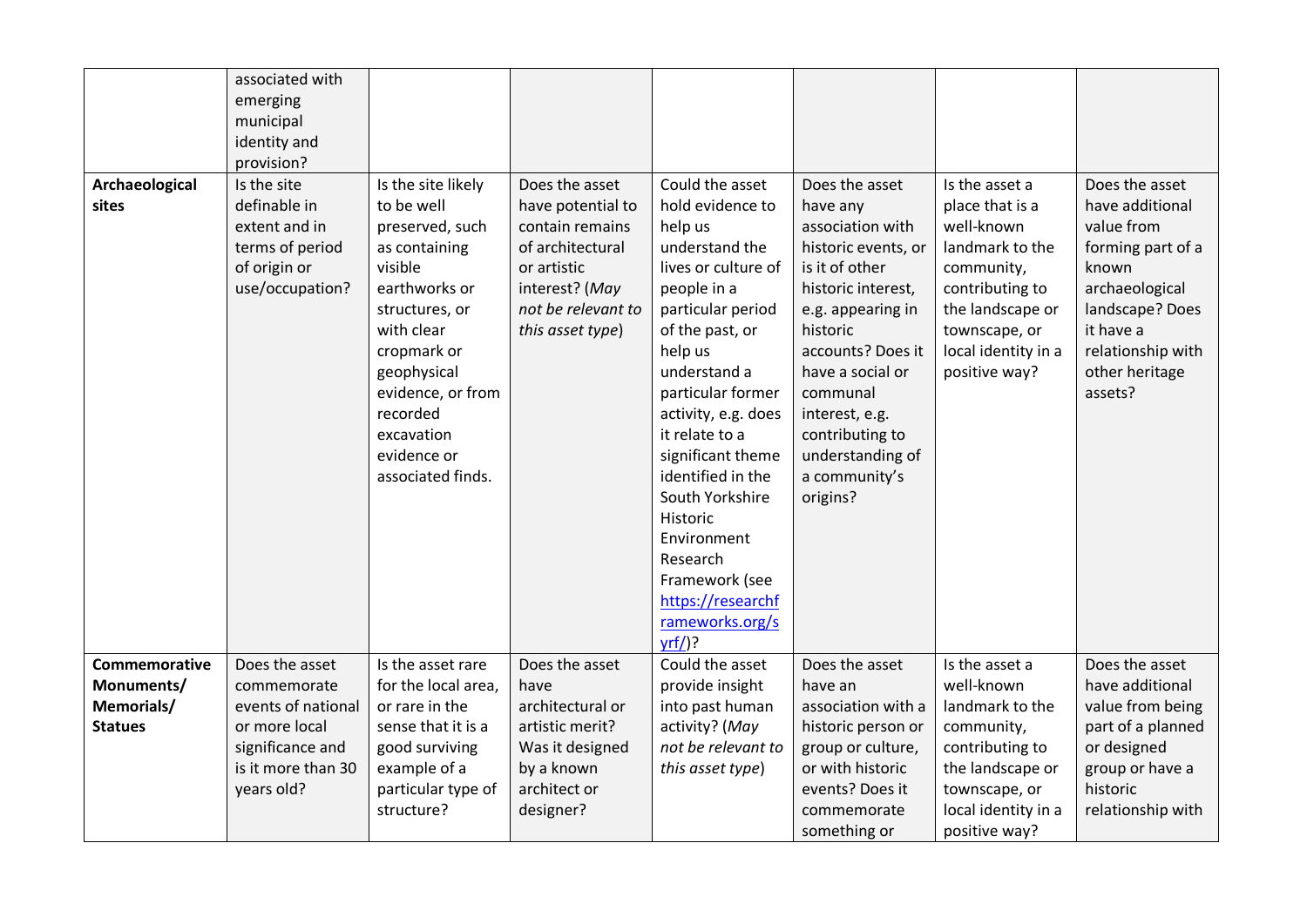| | | | | | | | |
|---|---|---|---|---|---|---|---|
| | associated with emerging municipal identity and provision? | | | | | | |
| **Archaeological sites** | Is the site definable in extent and in terms of period of origin or use/occupation? | Is the site likely to be well preserved, such as containing visible earthworks or structures, or with clear cropmark or geophysical evidence, or from recorded excavation evidence or associated finds. | Does the asset have potential to contain remains of architectural or artistic interest? (*May not be relevant to this asset type*) | Could the asset hold evidence to help us understand the lives or culture of people in a particular period of the past, or help us understand a particular former activity, e.g. does it relate to a significant theme identified in the South Yorkshire Historic Environment Research Framework (see [https://researchframeworks.org/syrf/](https://researchframeworks.org/syrf/))? | Does the asset have any association with historic events, or is it of other historic interest, e.g. appearing in historic accounts? Does it have a social or communal interest, e.g. contributing to understanding of a community's origins? | Is the asset a place that is a well-known landmark to the community, contributing to the landscape or townscape, or local identity in a positive way? | Does the asset have additional value from forming part of a known archaeological landscape? Does it have a relationship with other heritage assets? |
| **Commemorative Monuments/ Memorials/ Statues** | Does the asset commemorate events of national or more local significance and is it more than 30 years old? | Is the asset rare for the local area, or rare in the sense that it is a good surviving example of a particular type of structure? | Does the asset have architectural or artistic merit? Was it designed by a known architect or designer? | Could the asset provide insight into past human activity? (*May not be relevant to this asset type*) | Does the asset have an association with a historic person or group or culture, or with historic events? Does it commemorate something or | Is the asset a well-known landmark to the community, contributing to the landscape or townscape, or local identity in a positive way? | Does the asset have additional value from being part of a planned or designed group or have a historic relationship with |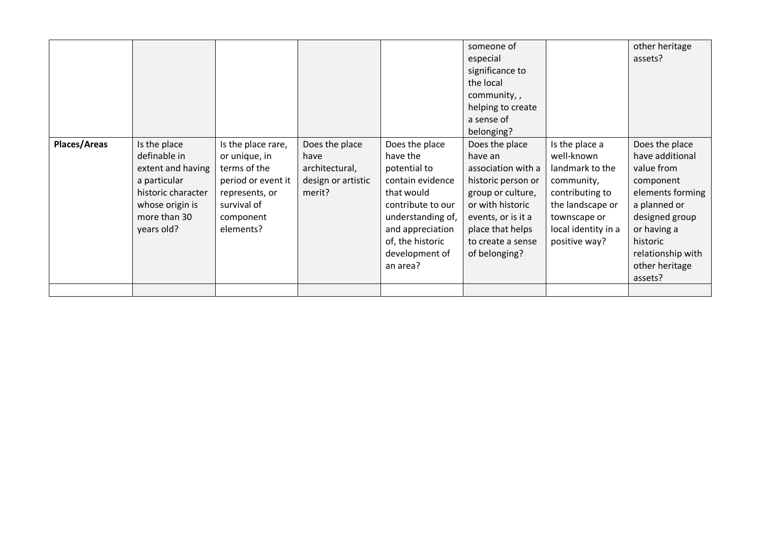| | | | | | | | |
|---|---|---|---|---|---|---|---|
| | | | | | someone of especial significance to the local community, , helping to create a sense of belonging? | | other heritage assets? |
| **Places/Areas** | Is the place definable in extent and having a particular historic character whose origin is more than 30 years old? | Is the place rare, or unique, in terms of the period or event it represents, or survival of component elements? | Does the place have architectural, design or artistic merit? | Does the place have the potential to contain evidence that would contribute to our understanding of, and appreciation of, the historic development of an area? | Does the place have an association with a historic person or group or culture, or with historic events, or is it a place that helps to create a sense of belonging? | Is the place a well-known landmark to the community, contributing to the landscape or townscape or local identity in a positive way? | Does the place have additional value from component elements forming a planned or designed group or having a historic relationship with other heritage assets? |
| | | | | | | | |